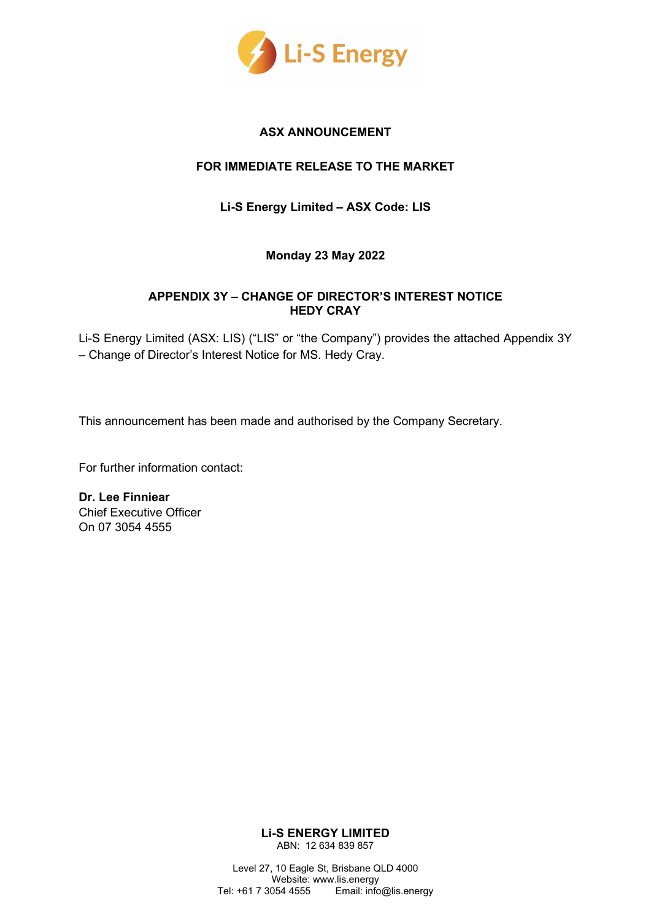Li-S Energy

# ASX ANNOUNCEMENT

**FOR IMMEDIATE RELEASE TO THE MARKET**

**Li-S Energy Limited – ASX Code: LIS**

**Monday 23 May 2022**

## APPENDIX 3Y – CHANGE OF DIRECTOR'S INTEREST NOTICE HEDY CRAY

Li-S Energy Limited (ASX: LIS) ("LIS" or "the Company") provides the attached Appendix 3Y – Change of Director's Interest Notice for MS. Hedy Cray.

This announcement has been made and authorised by the Company Secretary.

For further information contact:

**Dr. Lee Finniear**
Chief Executive Officer
On 07 3054 4555

**Li-S ENERGY LIMITED**
ABN: 12 634 839 857

Level 27, 10 Eagle St, Brisbane QLD 4000
Website: www.lis.energy
Tel: +61 7 3054 4555 Email: info@lis.energy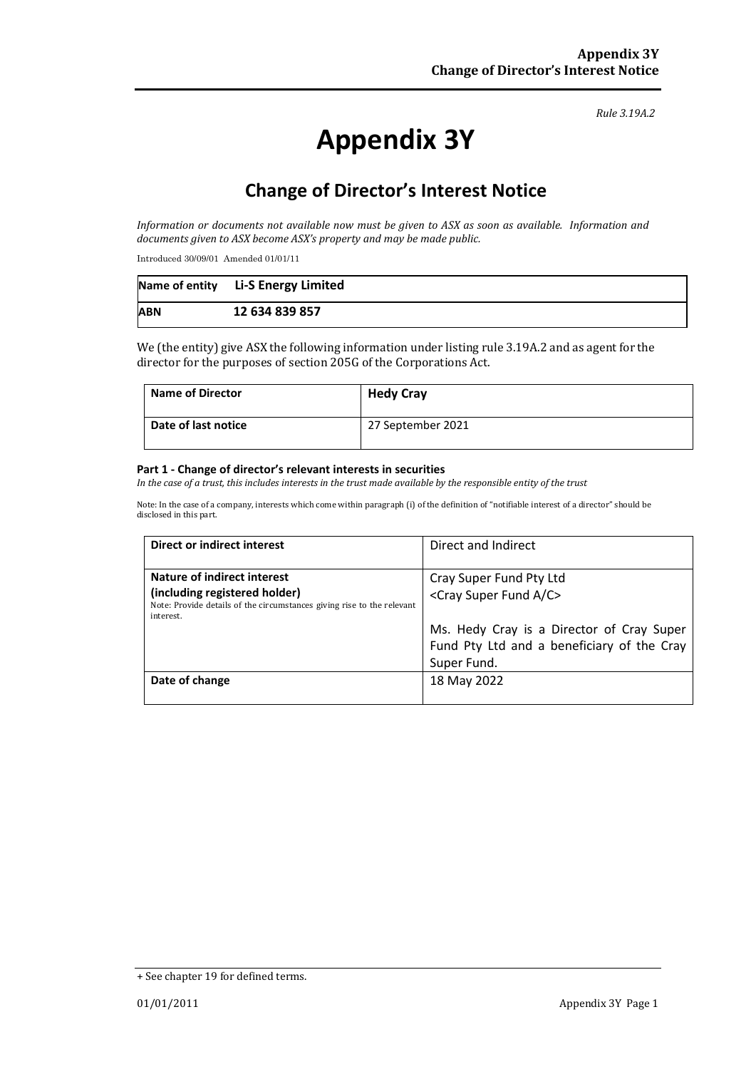*Rule 3.19A.2*

# Appendix 3Y

## Change of Director's Interest Notice

*Information or documents not available now must be given to ASX as soon as available. Information and documents given to ASX become ASX's property and may be made public.*

Introduced 30/09/01 Amended 01/01/11

| Name of entity | Li-S Energy Limited |
|---|---|
| ABN | 12 634 839 857 |

We (the entity) give ASX the following information under listing rule 3.19A.2 and as agent for the director for the purposes of section 205G of the Corporations Act.

| Name of Director | Hedy Cray |
|---|---|
| Date of last notice | 27 September 2021 |

**Part 1 - Change of director's relevant interests in securities**

*In the case of a trust, this includes interests in the trust made available by the responsible entity of the trust*

Note: In the case of a company, interests which come within paragraph (i) of the definition of "notifiable interest of a director" should be disclosed in this part.

| Direct or indirect interest | Direct and Indirect |
|---|---|
| **Nature of indirect interest (including registered holder)**<br>Note: Provide details of the circumstances giving rise to the relevant interest. | Cray Super Fund Pty Ltd<br><Cray Super Fund A/C><br><br>Ms. Hedy Cray is a Director of Cray Super Fund Pty Ltd and a beneficiary of the Cray Super Fund. |
| **Date of change** | 18 May 2022 |

+ See chapter 19 for defined terms.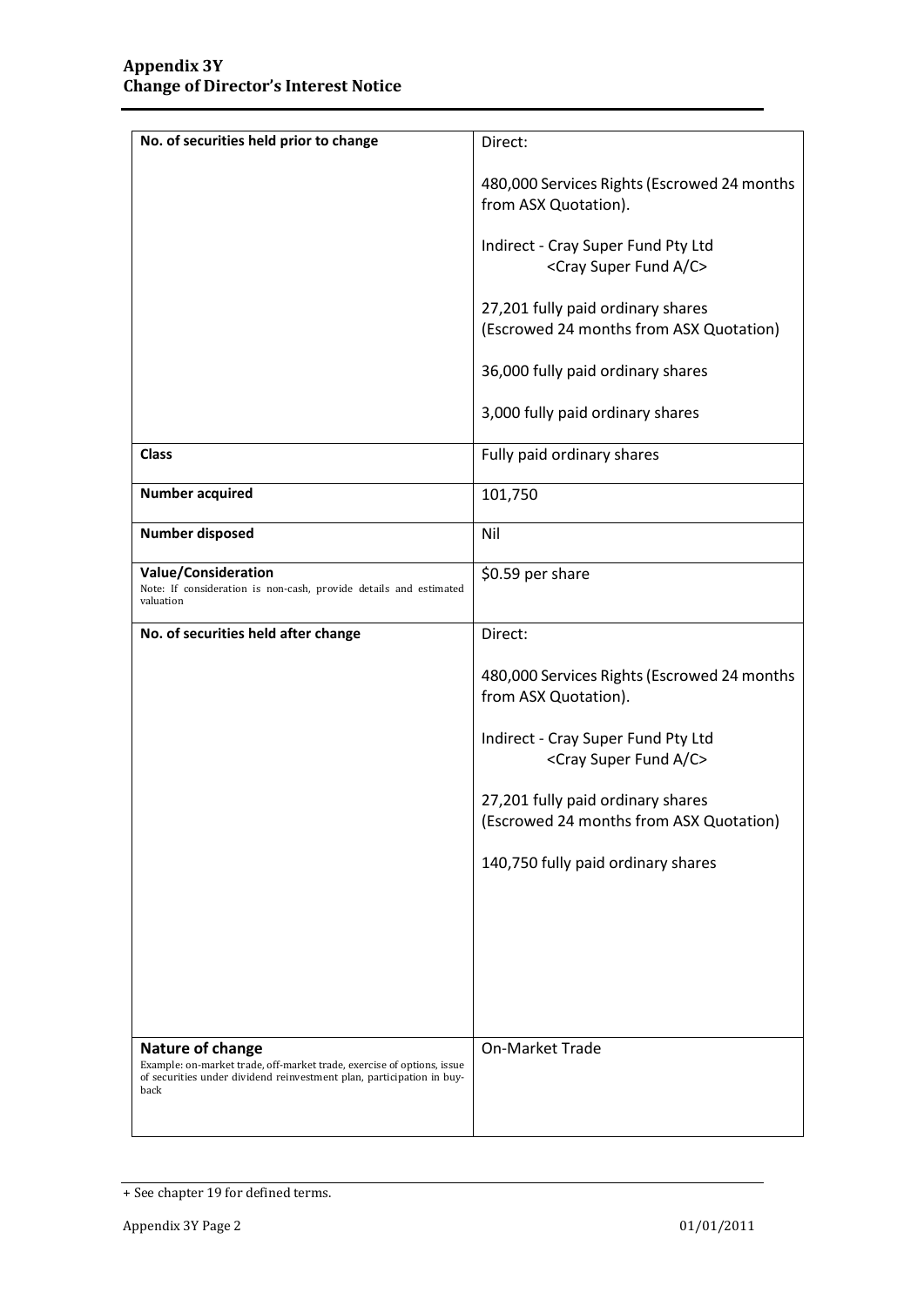| No. of securities held prior to change | Direct:<br><br>480,000 Services Rights (Escrowed 24 months from ASX Quotation).<br><br>Indirect - Cray Super Fund Pty Ltd<br><Cray Super Fund A/C><br><br>27,201 fully paid ordinary shares (Escrowed 24 months from ASX Quotation)<br><br>36,000 fully paid ordinary shares<br><br>3,000 fully paid ordinary shares |
|---|---|
| **Class** | Fully paid ordinary shares |
| **Number acquired** | 101,750 |
| **Number disposed** | Nil |
| **Value/Consideration**<br>Note: If consideration is non-cash, provide details and estimated valuation | $0.59 per share |
| **No. of securities held after change** | Direct:<br><br>480,000 Services Rights (Escrowed 24 months from ASX Quotation).<br><br>Indirect - Cray Super Fund Pty Ltd<br><Cray Super Fund A/C><br><br>27,201 fully paid ordinary shares (Escrowed 24 months from ASX Quotation)<br><br>140,750 fully paid ordinary shares |
| **Nature of change**<br>Example: on-market trade, off-market trade, exercise of options, issue of securities under dividend reinvestment plan, participation in buy-back | On-Market Trade |

+ See chapter 19 for defined terms.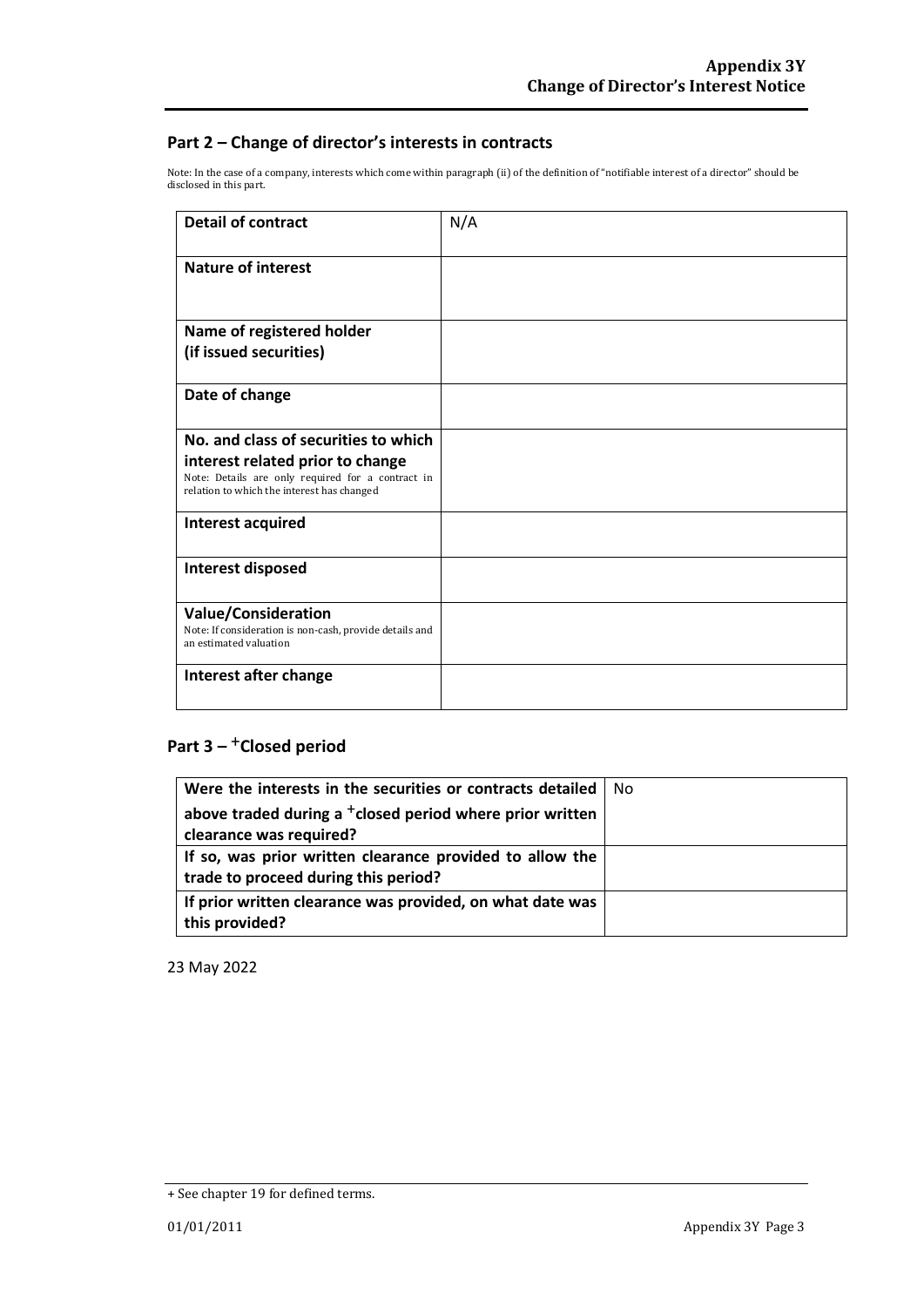## Part 2 – Change of director's interests in contracts

Note: In the case of a company, interests which come within paragraph (ii) of the definition of "notifiable interest of a director" should be disclosed in this part.

| | |
|---|---|
| **Detail of contract** | N/A |
| **Nature of interest** | |
| **Name of registered holder (if issued securities)** | |
| **Date of change** | |
| **No. and class of securities to which interest related prior to change** Note: Details are only required for a contract in relation to which the interest has changed | |
| **Interest acquired** | |
| **Interest disposed** | |
| **Value/Consideration** Note: If consideration is non-cash, provide details and an estimated valuation | |
| **Interest after change** | |

## Part 3 – +Closed period

| | |
|---|---|
| **Were the interests in the securities or contracts detailed above traded during a +closed period where prior written clearance was required?** | No |
| **If so, was prior written clearance provided to allow the trade to proceed during this period?** | |
| **If prior written clearance was provided, on what date was this provided?** | |

23 May 2022

+ See chapter 19 for defined terms.